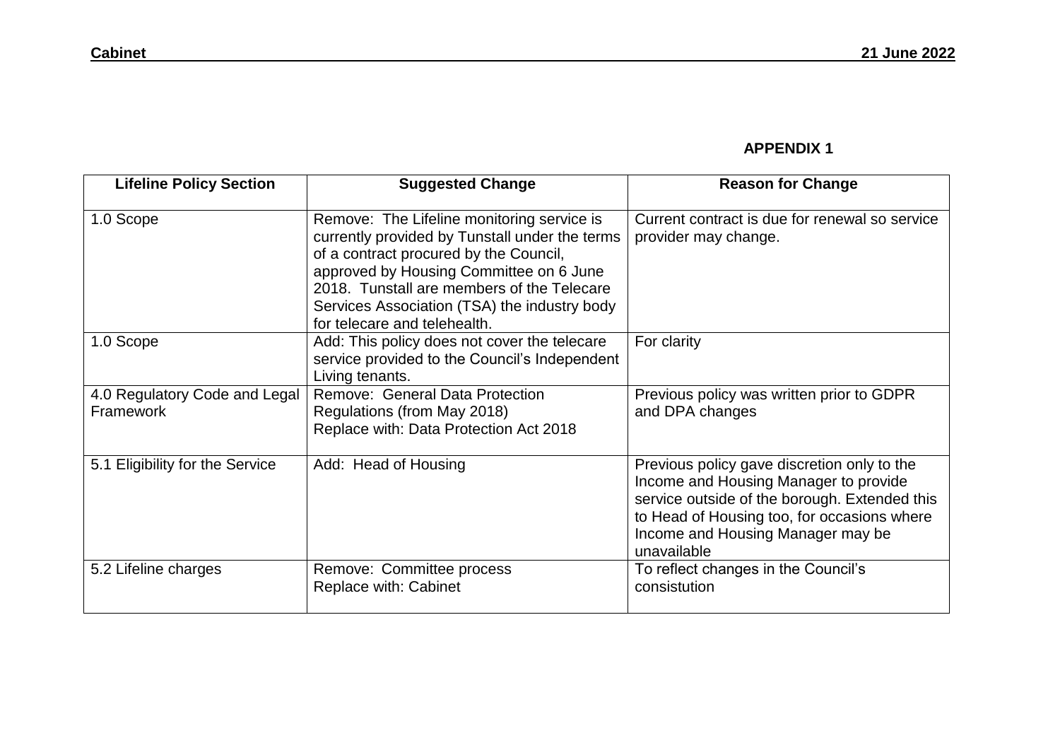**APPENDIX 1**

| Lifeline Policy Section | Suggested Change | Reason for Change |
| --- | --- | --- |
| 1.0 Scope | Remove: The Lifeline monitoring service is currently provided by Tunstall under the terms of a contract procured by the Council, approved by Housing Committee on 6 June 2018. Tunstall are members of the Telecare Services Association (TSA) the industry body for telecare and telehealth. | Current contract is due for renewal so service provider may change. |
| 1.0 Scope | Add: This policy does not cover the telecare service provided to the Council's Independent Living tenants. | For clarity |
| 4.0 Regulatory Code and Legal Framework | Remove: General Data Protection Regulations (from May 2018)<br>Replace with: Data Protection Act 2018 | Previous policy was written prior to GDPR and DPA changes |
| 5.1 Eligibility for the Service | Add: Head of Housing | Previous policy gave discretion only to the Income and Housing Manager to provide service outside of the borough. Extended this to Head of Housing too, for occasions where Income and Housing Manager may be unavailable |
| 5.2 Lifeline charges | Remove: Committee process<br>Replace with: Cabinet | To reflect changes in the Council's consistution |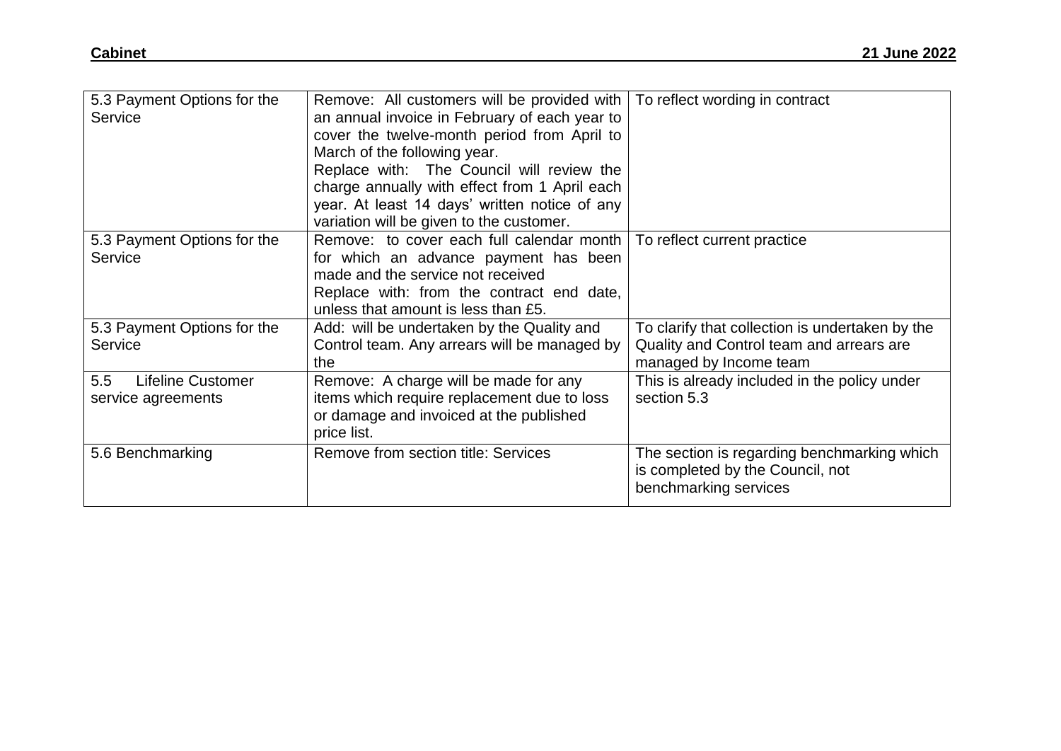| 5.3 Payment Options for the Service | Remove: All customers will be provided with an annual invoice in February of each year to cover the twelve-month period from April to March of the following year.<br>Replace with: The Council will review the charge annually with effect from 1 April each year. At least 14 days' written notice of any variation will be given to the customer. | To reflect wording in contract |
|---|---|---|
| 5.3 Payment Options for the Service | Remove: to cover each full calendar month for which an advance payment has been made and the service not received<br>Replace with: from the contract end date, unless that amount is less than £5. | To reflect current practice |
| 5.3 Payment Options for the Service | Add: will be undertaken by the Quality and Control team. Any arrears will be managed by the | To clarify that collection is undertaken by the Quality and Control team and arrears are managed by Income team |
| 5.5 Lifeline Customer service agreements | Remove: A charge will be made for any items which require replacement due to loss or damage and invoiced at the published price list. | This is already included in the policy under section 5.3 |
| 5.6 Benchmarking | Remove from section title: Services | The section is regarding benchmarking which is completed by the Council, not benchmarking services |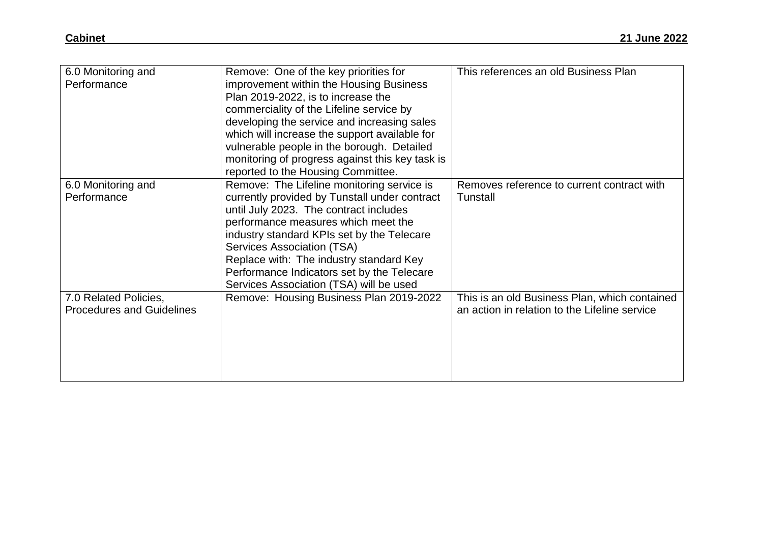| | | |
|---|---|---|
| 6.0 Monitoring and Performance | Remove: One of the key priorities for improvement within the Housing Business Plan 2019-2022, is to increase the commerciality of the Lifeline service by developing the service and increasing sales which will increase the support available for vulnerable people in the borough. Detailed monitoring of progress against this key task is reported to the Housing Committee. | This references an old Business Plan |
| 6.0 Monitoring and Performance | Remove: The Lifeline monitoring service is currently provided by Tunstall under contract until July 2023. The contract includes performance measures which meet the industry standard KPIs set by the Telecare Services Association (TSA)<br>Replace with: The industry standard Key Performance Indicators set by the Telecare Services Association (TSA) will be used | Removes reference to current contract with Tunstall |
| 7.0 Related Policies, Procedures and Guidelines | Remove: Housing Business Plan 2019-2022 | This is an old Business Plan, which contained an action in relation to the Lifeline service |